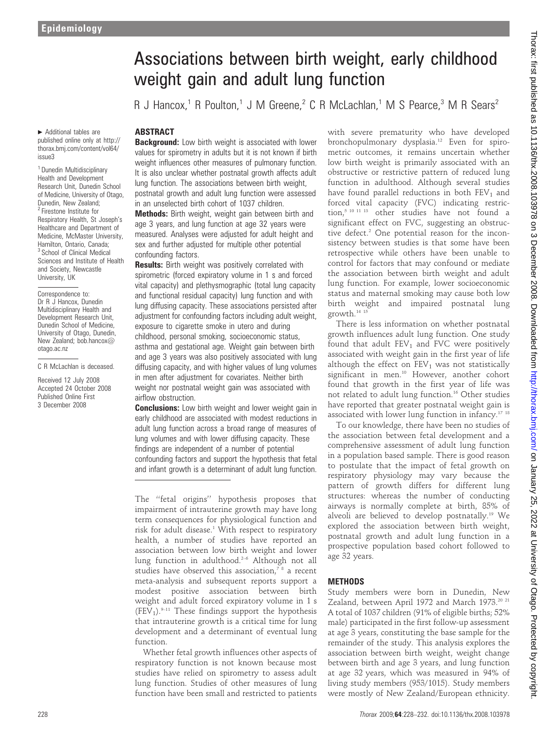# Associations between birth weight, early childhood weight gain and adult lung function

R J Hancox,[1] R Poulton,[1] J M Greene,[2] C R McLachlan,[1] M S Pearce,[3] M R Sears[2]

► Additional tables are published online only at http://thorax.bmj.com/content/vol64/issue3

[1] Dunedin Multidisciplinary Health and Development Research Unit, Dunedin School of Medicine, University of Otago, Dunedin, New Zealand; [2] Firestone Institute for Respiratory Health, St Joseph's Healthcare and Department of Medicine, McMaster University, Hamilton, Ontario, Canada; [3] School of Clinical Medical Sciences and Institute of Health and Society, Newcastle University, UK

Correspondence to: Dr R J Hancox, Dunedin Multidisciplinary Health and Development Research Unit, Dunedin School of Medicine, University of Otago, Dunedin, New Zealand; bob.hancox@otago.ac.nz

C R McLachlan is deceased.

Received 12 July 2008
Accepted 24 October 2008
Published Online First 3 December 2008

## ABSTRACT

**Background:** Low birth weight is associated with lower values for spirometry in adults but it is not known if birth weight influences other measures of pulmonary function. It is also unclear whether postnatal growth affects adult lung function. The associations between birth weight, postnatal growth and adult lung function were assessed in an unselected birth cohort of 1037 children.

**Methods:** Birth weight, weight gain between birth and age 3 years, and lung function at age 32 years were measured. Analyses were adjusted for adult height and sex and further adjusted for multiple other potential confounding factors.

**Results:** Birth weight was positively correlated with spirometric (forced expiratory volume in 1 s and forced vital capacity) and plethysmographic (total lung capacity and functional residual capacity) lung function and with lung diffusing capacity. These associations persisted after adjustment for confounding factors including adult weight, exposure to cigarette smoke in utero and during childhood, personal smoking, socioeconomic status, asthma and gestational age. Weight gain between birth and age 3 years was also positively associated with lung diffusing capacity, and with higher values of lung volumes in men after adjustment for covariates. Neither birth weight nor postnatal weight gain was associated with airflow obstruction.

**Conclusions:** Low birth weight and lower weight gain in early childhood are associated with modest reductions in adult lung function across a broad range of measures of lung volumes and with lower diffusing capacity. These findings are independent of a number of potential confounding factors and support the hypothesis that fetal and infant growth is a determinant of adult lung function.

The "fetal origins" hypothesis proposes that impairment of intrauterine growth may have long term consequences for physiological function and risk for adult disease.[1] With respect to respiratory health, a number of studies have reported an association between low birth weight and lower lung function in adulthood.[2–6] Although not all studies have observed this association,[7 8] a recent meta-analysis and subsequent reports support a modest positive association between birth weight and adult forced expiratory volume in 1 s ($FEV_1$).[9–11] These findings support the hypothesis that intrauterine growth is a critical time for lung development and a determinant of eventual lung function.

Whether fetal growth influences other aspects of respiratory function is not known because most studies have relied on spirometry to assess adult lung function. Studies of other measures of lung function have been small and restricted to patients with severe prematurity who have developed bronchopulmonary dysplasia.[12] Even for spirometric outcomes, it remains uncertain whether low birth weight is primarily associated with an obstructive or restrictive pattern of reduced lung function in adulthood. Although several studies have found parallel reductions in both $FEV_1$ and forced vital capacity (FVC) indicating restriction,[5 10 11 13] other studies have not found a significant effect on FVC, suggesting an obstructive defect.[2] One potential reason for the inconsistency between studies is that some have been retrospective while others have been unable to control for factors that may confound or mediate the association between birth weight and adult lung function. For example, lower socioeconomic status and maternal smoking may cause both low birth weight and impaired postnatal lung growth.[14 15]

There is less information on whether postnatal growth influences adult lung function. One study found that adult $FEV_1$ and FVC were positively associated with weight gain in the first year of life although the effect on $FEV_1$ was not statistically significant in men.[10] However, another cohort found that growth in the first year of life was not related to adult lung function.[16] Other studies have reported that greater postnatal weight gain is associated with lower lung function in infancy.[17 18]

To our knowledge, there have been no studies of the association between fetal development and a comprehensive assessment of adult lung function in a population based sample. There is good reason to postulate that the impact of fetal growth on respiratory physiology may vary because the pattern of growth differs for different lung structures: whereas the number of conducting airways is normally complete at birth, 85% of alveoli are believed to develop postnatally.[19] We explored the association between birth weight, postnatal growth and adult lung function in a prospective population based cohort followed to age 32 years.

## METHODS

Study members were born in Dunedin, New Zealand, between April 1972 and March 1973.[20 21] A total of 1037 children (91% of eligible births; 52% male) participated in the first follow-up assessment at age 3 years, constituting the base sample for the remainder of the study. This analysis explores the association between birth weight, weight change between birth and age 3 years, and lung function at age 32 years, which was measured in 94% of living study members (953/1015). Study members were mostly of New Zealand/European ethnicity.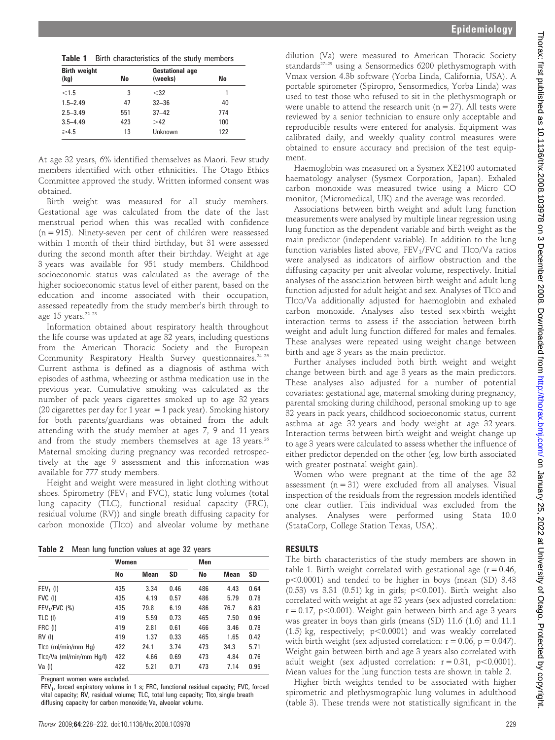**Table 1** Birth characteristics of the study members

| Birth weight (kg) | No | Gestational age (weeks) | No |
|---|---|---|---|
| <1.5 | 3 | <32 | 1 |
| 1.5–2.49 | 47 | 32–36 | 40 |
| 2.5–3.49 | 551 | 37–42 | 774 |
| 3.5–4.49 | 423 | >42 | 100 |
| ≥4.5 | 13 | Unknown | 122 |

At age 32 years, 6% identified themselves as Maori. Few study members identified with other ethnicities. The Otago Ethics Committee approved the study. Written informed consent was obtained.

Birth weight was measured for all study members. Gestational age was calculated from the date of the last menstrual period when this was recalled with confidence (n = 915). Ninety-seven per cent of children were reassessed within 1 month of their third birthday, but 31 were assessed during the second month after their birthday. Weight at age 3 years was available for 951 study members. Childhood socioeconomic status was calculated as the average of the higher socioeconomic status level of either parent, based on the education and income associated with their occupation, assessed repeatedly from the study member's birth through to age 15 years.[22 23]

Information obtained about respiratory health throughout the life course was updated at age 32 years, including questions from the American Thoracic Society and the European Community Respiratory Health Survey questionnaires.[24 25] Current asthma is defined as a diagnosis of asthma with episodes of asthma, wheezing or asthma medication use in the previous year. Cumulative smoking was calculated as the number of pack years cigarettes smoked up to age 32 years (20 cigarettes per day for 1 year = 1 pack year). Smoking history for both parents/guardians was obtained from the adult attending with the study member at ages 7, 9 and 11 years and from the study members themselves at age 13 years.[26] Maternal smoking during pregnancy was recorded retrospectively at the age 9 assessment and this information was available for 777 study members.

Height and weight were measured in light clothing without shoes. Spirometry ($FEV_1$ and FVC), static lung volumes (total lung capacity (TLC), functional residual capacity (FRC), residual volume (RV)) and single breath diffusing capacity for carbon monoxide (TlCO) and alveolar volume by methane dilution (Va) were measured to American Thoracic Society standards[27–29] using a Sensormedics 6200 plethysmograph with Vmax version 4.3b software (Yorba Linda, California, USA). A portable spirometer (Spiropro, Sensormedics, Yorba Linda) was used to test those who refused to sit in the plethysmograph or were unable to attend the research unit (n = 27). All tests were reviewed by a senior technician to ensure only acceptable and reproducible results were entered for analysis. Equipment was calibrated daily, and weekly quality control measures were obtained to ensure accuracy and precision of the test equipment.

Haemoglobin was measured on a Sysmex XE2100 automated haematology analyser (Sysmex Corporation, Japan). Exhaled carbon monoxide was measured twice using a Micro CO monitor, (Micromedical, UK) and the average was recorded.

Associations between birth weight and adult lung function measurements were analysed by multiple linear regression using lung function as the dependent variable and birth weight as the main predictor (independent variable). In addition to the lung function variables listed above, $FEV_1$/FVC and TlCO/Va ratios were analysed as indicators of airflow obstruction and the diffusing capacity per unit alveolar volume, respectively. Initial analyses of the association between birth weight and adult lung function adjusted for adult height and sex. Analyses of TlCO and TlCO/Va additionally adjusted for haemoglobin and exhaled carbon monoxide. Analyses also tested sex×birth weight interaction terms to assess if the association between birth weight and adult lung function differed for males and females. These analyses were repeated using weight change between birth and age 3 years as the main predictor.

Further analyses included both birth weight and weight change between birth and age 3 years as the main predictors. These analyses also adjusted for a number of potential covariates: gestational age, maternal smoking during pregnancy, parental smoking during childhood, personal smoking up to age 32 years in pack years, childhood socioeconomic status, current asthma at age 32 years and body weight at age 32 years. Interaction terms between birth weight and weight change up to age 3 years were calculated to assess whether the influence of either predictor depended on the other (eg, low birth associated with greater postnatal weight gain).

Women who were pregnant at the time of the age 32 assessment (n = 31) were excluded from all analyses. Visual inspection of the residuals from the regression models identified one clear outlier. This individual was excluded from the analyses. Analyses were performed using Stata 10.0 (StataCorp, College Station Texas, USA).

**Table 2** Mean lung function values at age 32 years

| | Women | | | Men | | |
|---|---|---|---|---|---|---|
| | No | Mean | SD | No | Mean | SD |
| $FEV_1$ (l) | 435 | 3.34 | 0.46 | 486 | 4.43 | 0.64 |
| FVC (l) | 435 | 4.19 | 0.57 | 486 | 5.79 | 0.78 |
| $FEV_1$/FVC (%) | 435 | 79.8 | 6.19 | 486 | 76.7 | 6.83 |
| TLC (l) | 419 | 5.59 | 0.73 | 465 | 7.50 | 0.96 |
| FRC (l) | 419 | 2.81 | 0.61 | 466 | 3.46 | 0.78 |
| RV (l) | 419 | 1.37 | 0.33 | 465 | 1.65 | 0.42 |
| TlCO (ml/min/mm Hg) | 422 | 24.1 | 3.74 | 473 | 34.3 | 5.71 |
| TlCO/Va (ml/min/mm Hg/l) | 422 | 4.66 | 0.69 | 473 | 4.84 | 0.76 |
| Va (l) | 422 | 5.21 | 0.71 | 473 | 7.14 | 0.95 |

Pregnant women were excluded.

$FEV_1$, forced expiratory volume in 1 s; FRC, functional residual capacity; FVC, forced vital capacity; RV, residual volume; TLC, total lung capacity; TlCO, single breath diffusing capacity for carbon monoxide; Va, alveolar volume.

## RESULTS

The birth characteristics of the study members are shown in table 1. Birth weight correlated with gestational age (r = 0.46, $p<0.0001$) and tended to be higher in boys (mean (SD) 3.43 (0.53) vs 3.31 (0.51) kg in girls; $p<0.001$). Birth weight also correlated with weight at age 32 years (sex adjusted correlation: r = 0.17, $p<0.001$). Weight gain between birth and age 3 years was greater in boys than girls (means (SD) 11.6 (1.6) and 11.1 (1.5) kg, respectively; $p<0.0001$) and was weakly correlated with birth weight (sex adjusted correlation: r = 0.06, p = 0.047). Weight gain between birth and age 3 years also correlated with adult weight (sex adjusted correlation: r = 0.31, $p<0.0001$). Mean values for the lung function tests are shown in table 2.

Higher birth weights tended to be associated with higher spirometric and plethysmographic lung volumes in adulthood (table 3). These trends were not statistically significant in the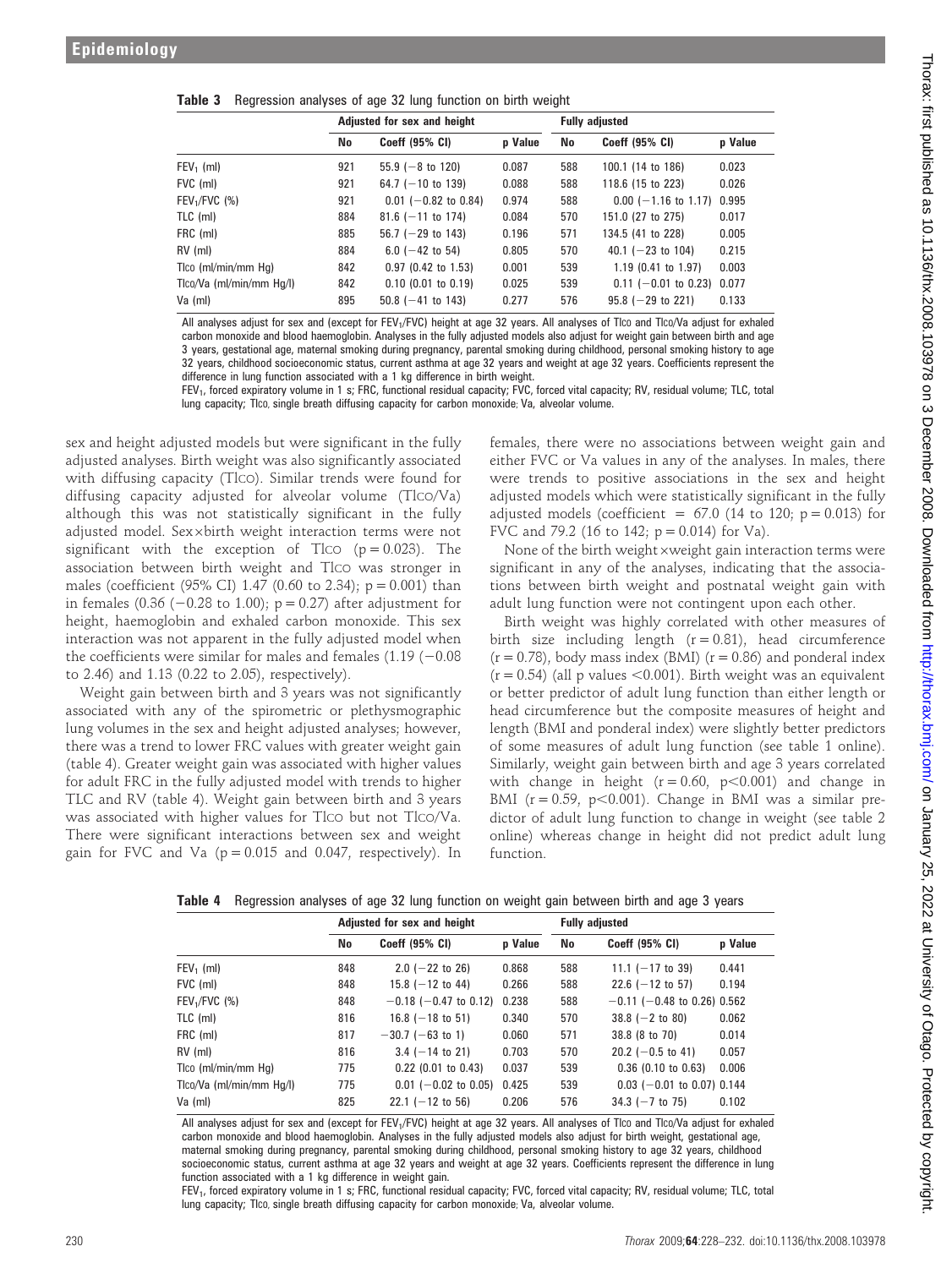**Table 3** Regression analyses of age 32 lung function on birth weight

| | Adjusted for sex and height | | | Fully adjusted | | |
|---|---|---|---|---|---|---|
| | No | Coeff (95% CI) | p Value | No | Coeff (95% CI) | p Value |
| $FEV_1$ (ml) | 921 | 55.9 (−8 to 120) | 0.087 | 588 | 100.1 (14 to 186) | 0.023 |
| FVC (ml) | 921 | 64.7 (−10 to 139) | 0.088 | 588 | 118.6 (15 to 223) | 0.026 |
| $FEV_1$/FVC (%) | 921 | 0.01 (−0.82 to 0.84) | 0.974 | 588 | 0.00 (−1.16 to 1.17) | 0.995 |
| TLC (ml) | 884 | 81.6 (−11 to 174) | 0.084 | 570 | 151.0 (27 to 275) | 0.017 |
| FRC (ml) | 885 | 56.7 (−29 to 143) | 0.196 | 571 | 134.5 (41 to 228) | 0.005 |
| RV (ml) | 884 | 6.0 (−42 to 54) | 0.805 | 570 | 40.1 (−23 to 104) | 0.215 |
| Tlco (ml/min/mm Hg) | 842 | 0.97 (0.42 to 1.53) | 0.001 | 539 | 1.19 (0.41 to 1.97) | 0.003 |
| Tlco/Va (ml/min/mm Hg/l) | 842 | 0.10 (0.01 to 0.19) | 0.025 | 539 | 0.11 (−0.01 to 0.23) | 0.077 |
| Va (ml) | 895 | 50.8 (−41 to 143) | 0.277 | 576 | 95.8 (−29 to 221) | 0.133 |

All analyses adjust for sex and (except for $FEV_1$/FVC) height at age 32 years. All analyses of Tlco and Tlco/Va adjust for exhaled carbon monoxide and blood haemoglobin. Analyses in the fully adjusted models also adjust for weight gain between birth and age 3 years, gestational age, maternal smoking during pregnancy, parental smoking during childhood, personal smoking history to age 32 years, childhood socioeconomic status, current asthma at age 32 years and weight at age 32 years. Coefficients represent the difference in lung function associated with a 1 kg difference in birth weight.

$FEV_1$, forced expiratory volume in 1 s; FRC, functional residual capacity; FVC, forced vital capacity; RV, residual volume; TLC, total lung capacity; Tlco, single breath diffusing capacity for carbon monoxide; Va, alveolar volume.

sex and height adjusted models but were significant in the fully adjusted analyses. Birth weight was also significantly associated with diffusing capacity (Tlco). Similar trends were found for diffusing capacity adjusted for alveolar volume (Tlco/Va) although this was not statistically significant in the fully adjusted model. Sex×birth weight interaction terms were not significant with the exception of Tlco ($p = 0.023$). The association between birth weight and Tlco was stronger in males (coefficient (95% CI) 1.47 (0.60 to 2.34); $p = 0.001$) than in females (0.36 (−0.28 to 1.00); $p = 0.27$) after adjustment for height, haemoglobin and exhaled carbon monoxide. This sex interaction was not apparent in the fully adjusted model when the coefficients were similar for males and females (1.19 (−0.08 to 2.46) and 1.13 (0.22 to 2.05), respectively).

Weight gain between birth and 3 years was not significantly associated with any of the spirometric or plethysmographic lung volumes in the sex and height adjusted analyses; however, there was a trend to lower FRC values with greater weight gain (table 4). Greater weight gain was associated with higher values for adult FRC in the fully adjusted model with trends to higher TLC and RV (table 4). Weight gain between birth and 3 years was associated with higher values for Tlco but not Tlco/Va. There were significant interactions between sex and weight gain for FVC and Va ($p = 0.015$ and 0.047, respectively). In females, there were no associations between weight gain and either FVC or Va values in any of the analyses. In males, there were trends to positive associations in the sex and height adjusted models which were statistically significant in the fully adjusted models (coefficient = 67.0 (14 to 120; $p = 0.013$) for FVC and 79.2 (16 to 142; $p = 0.014$) for Va).

None of the birth weight×weight gain interaction terms were significant in any of the analyses, indicating that the associations between birth weight and postnatal weight gain with adult lung function were not contingent upon each other.

Birth weight was highly correlated with other measures of birth size including length ($r = 0.81$), head circumference ($r = 0.78$), body mass index (BMI) ($r = 0.86$) and ponderal index ($r = 0.54$) (all p values $<0.001$). Birth weight was an equivalent or better predictor of adult lung function than either length or head circumference but the composite measures of height and length (BMI and ponderal index) were slightly better predictors of some measures of adult lung function (see table 1 online). Similarly, weight gain between birth and age 3 years correlated with change in height ($r = 0.60$, $p<0.001$) and change in BMI ($r = 0.59$, $p<0.001$). Change in BMI was a similar predictor of adult lung function to change in weight (see table 2 online) whereas change in height did not predict adult lung function.

**Table 4** Regression analyses of age 32 lung function on weight gain between birth and age 3 years

| | Adjusted for sex and height | | | Fully adjusted | | |
|---|---|---|---|---|---|---|
| | No | Coeff (95% CI) | p Value | No | Coeff (95% CI) | p Value |
| $FEV_1$ (ml) | 848 | 2.0 (−22 to 26) | 0.868 | 588 | 11.1 (−17 to 39) | 0.441 |
| FVC (ml) | 848 | 15.8 (−12 to 44) | 0.266 | 588 | 22.6 (−12 to 57) | 0.194 |
| $FEV_1$/FVC (%) | 848 | −0.18 (−0.47 to 0.12) | 0.238 | 588 | −0.11 (−0.48 to 0.26) | 0.562 |
| TLC (ml) | 816 | 16.8 (−18 to 51) | 0.340 | 570 | 38.8 (−2 to 80) | 0.062 |
| FRC (ml) | 817 | −30.7 (−63 to 1) | 0.060 | 571 | 38.8 (8 to 70) | 0.014 |
| RV (ml) | 816 | 3.4 (−14 to 21) | 0.703 | 570 | 20.2 (−0.5 to 41) | 0.057 |
| Tlco (ml/min/mm Hg) | 775 | 0.22 (0.01 to 0.43) | 0.037 | 539 | 0.36 (0.10 to 0.63) | 0.006 |
| Tlco/Va (ml/min/mm Hg/l) | 775 | 0.01 (−0.02 to 0.05) | 0.425 | 539 | 0.03 (−0.01 to 0.07) | 0.144 |
| Va (ml) | 825 | 22.1 (−12 to 56) | 0.206 | 576 | 34.3 (−7 to 75) | 0.102 |

All analyses adjust for sex and (except for $FEV_1$/FVC) height at age 32 years. All analyses of Tlco and Tlco/Va adjust for exhaled carbon monoxide and blood haemoglobin. Analyses in the fully adjusted models also adjust for birth weight, gestational age, maternal smoking during pregnancy, parental smoking during childhood, personal smoking history to age 32 years, childhood socioeconomic status, current asthma at age 32 years and weight at age 32 years. Coefficients represent the difference in lung function associated with a 1 kg difference in weight gain.

$FEV_1$, forced expiratory volume in 1 s; FRC, functional residual capacity; FVC, forced vital capacity; RV, residual volume; TLC, total lung capacity; Tlco, single breath diffusing capacity for carbon monoxide; Va, alveolar volume.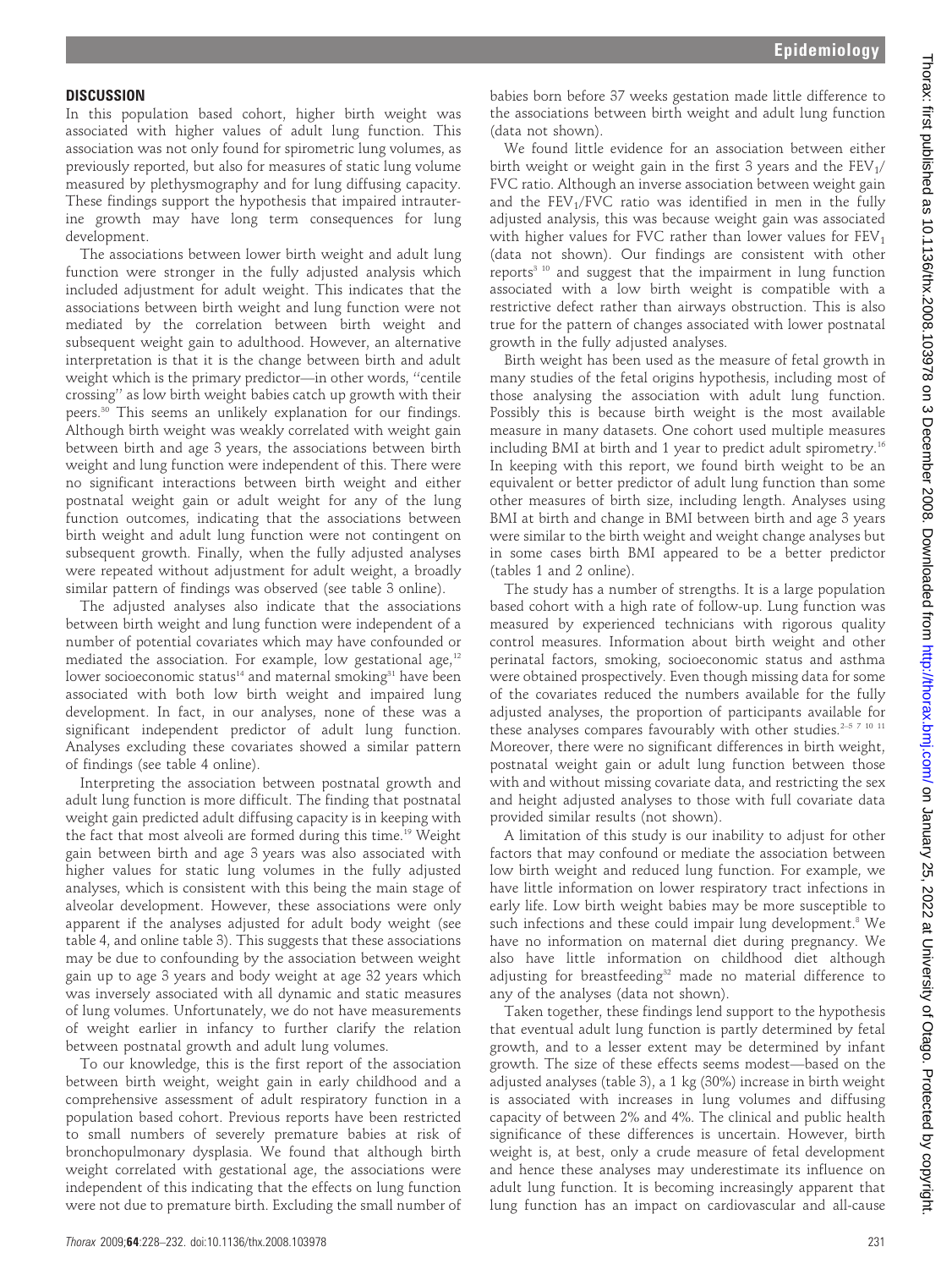## DISCUSSION

In this population based cohort, higher birth weight was associated with higher values of adult lung function. This association was not only found for spirometric lung volumes, as previously reported, but also for measures of static lung volume measured by plethysmography and for lung diffusing capacity. These findings support the hypothesis that impaired intrauterine growth may have long term consequences for lung development.

The associations between lower birth weight and adult lung function were stronger in the fully adjusted analysis which included adjustment for adult weight. This indicates that the associations between birth weight and lung function were not mediated by the correlation between birth weight and subsequent weight gain to adulthood. However, an alternative interpretation is that it is the change between birth and adult weight which is the primary predictor—in other words, "centile crossing" as low birth weight babies catch up growth with their peers.[30] This seems an unlikely explanation for our findings. Although birth weight was weakly correlated with weight gain between birth and age 3 years, the associations between birth weight and lung function were independent of this. There were no significant interactions between birth weight and either postnatal weight gain or adult weight for any of the lung function outcomes, indicating that the associations between birth weight and adult lung function were not contingent on subsequent growth. Finally, when the fully adjusted analyses were repeated without adjustment for adult weight, a broadly similar pattern of findings was observed (see table 3 online).

The adjusted analyses also indicate that the associations between birth weight and lung function were independent of a number of potential covariates which may have confounded or mediated the association. For example, low gestational age,[12] lower socioeconomic status[14] and maternal smoking[31] have been associated with both low birth weight and impaired lung development. In fact, in our analyses, none of these was a significant independent predictor of adult lung function. Analyses excluding these covariates showed a similar pattern of findings (see table 4 online).

Interpreting the association between postnatal growth and adult lung function is more difficult. The finding that postnatal weight gain predicted adult diffusing capacity is in keeping with the fact that most alveoli are formed during this time.[19] Weight gain between birth and age 3 years was also associated with higher values for static lung volumes in the fully adjusted analyses, which is consistent with this being the main stage of alveolar development. However, these associations were only apparent if the analyses adjusted for adult body weight (see table 4, and online table 3). This suggests that these associations may be due to confounding by the association between weight gain up to age 3 years and body weight at age 32 years which was inversely associated with all dynamic and static measures of lung volumes. Unfortunately, we do not have measurements of weight earlier in infancy to further clarify the relation between postnatal growth and adult lung volumes.

To our knowledge, this is the first report of the association between birth weight, weight gain in early childhood and a comprehensive assessment of adult respiratory function in a population based cohort. Previous reports have been restricted to small numbers of severely premature babies at risk of bronchopulmonary dysplasia. We found that although birth weight correlated with gestational age, the associations were independent of this indicating that the effects on lung function were not due to premature birth. Excluding the small number of babies born before 37 weeks gestation made little difference to the associations between birth weight and adult lung function (data not shown).

We found little evidence for an association between either birth weight or weight gain in the first 3 years and the $FEV_1$/FVC ratio. Although an inverse association between weight gain and the $FEV_1$/FVC ratio was identified in men in the fully adjusted analysis, this was because weight gain was associated with higher values for FVC rather than lower values for $FEV_1$ (data not shown). Our findings are consistent with other reports[3 10] and suggest that the impairment in lung function associated with a low birth weight is compatible with a restrictive defect rather than airways obstruction. This is also true for the pattern of changes associated with lower postnatal growth in the fully adjusted analyses.

Birth weight has been used as the measure of fetal growth in many studies of the fetal origins hypothesis, including most of those analysing the association with adult lung function. Possibly this is because birth weight is the most available measure in many datasets. One cohort used multiple measures including BMI at birth and 1 year to predict adult spirometry.[16] In keeping with this report, we found birth weight to be an equivalent or better predictor of adult lung function than some other measures of birth size, including length. Analyses using BMI at birth and change in BMI between birth and age 3 years were similar to the birth weight and weight change analyses but in some cases birth BMI appeared to be a better predictor (tables 1 and 2 online).

The study has a number of strengths. It is a large population based cohort with a high rate of follow-up. Lung function was measured by experienced technicians with rigorous quality control measures. Information about birth weight and other perinatal factors, smoking, socioeconomic status and asthma were obtained prospectively. Even though missing data for some of the covariates reduced the numbers available for the fully adjusted analyses, the proportion of participants available for these analyses compares favourably with other studies.[2–5 7 10 11] Moreover, there were no significant differences in birth weight, postnatal weight gain or adult lung function between those with and without missing covariate data, and restricting the sex and height adjusted analyses to those with full covariate data provided similar results (not shown).

A limitation of this study is our inability to adjust for other factors that may confound or mediate the association between low birth weight and reduced lung function. For example, we have little information on lower respiratory tract infections in early life. Low birth weight babies may be more susceptible to such infections and these could impair lung development.[8] We have no information on maternal diet during pregnancy. We also have little information on childhood diet although adjusting for breastfeeding[32] made no material difference to any of the analyses (data not shown).

Taken together, these findings lend support to the hypothesis that eventual adult lung function is partly determined by fetal growth, and to a lesser extent may be determined by infant growth. The size of these effects seems modest—based on the adjusted analyses (table 3), a 1 kg (30%) increase in birth weight is associated with increases in lung volumes and diffusing capacity of between 2% and 4%. The clinical and public health significance of these differences is uncertain. However, birth weight is, at best, only a crude measure of fetal development and hence these analyses may underestimate its influence on adult lung function. It is becoming increasingly apparent that lung function has an impact on cardiovascular and all-cause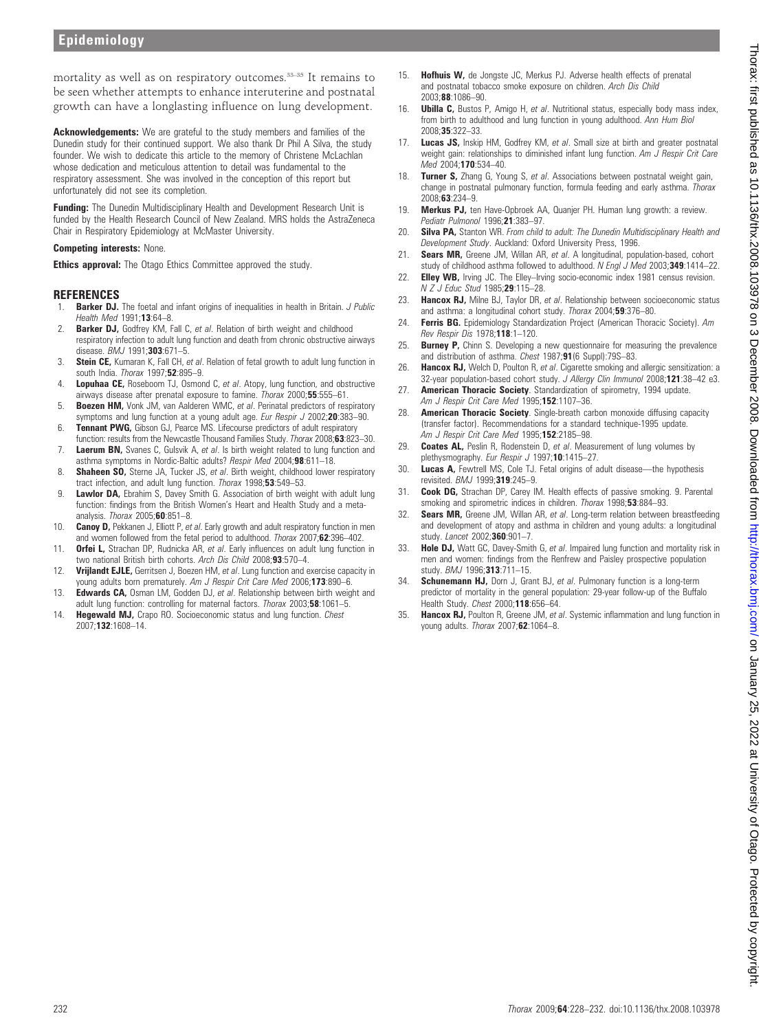mortality as well as on respiratory outcomes.[33–35] It remains to be seen whether attempts to enhance interuterine and postnatal growth can have a longlasting influence on lung development.

**Acknowledgements:** We are grateful to the study members and families of the Dunedin study for their continued support. We also thank Dr Phil A Silva, the study founder. We wish to dedicate this article to the memory of Christene McLachlan whose dedication and meticulous attention to detail was fundamental to the respiratory assessment. She was involved in the conception of this report but unfortunately did not see its completion.

**Funding:** The Dunedin Multidisciplinary Health and Development Research Unit is funded by the Health Research Council of New Zealand. MRS holds the AstraZeneca Chair in Respiratory Epidemiology at McMaster University.

**Competing interests:** None.

**Ethics approval:** The Otago Ethics Committee approved the study.

## REFERENCES

1. **Barker DJ.** The foetal and infant origins of inequalities in health in Britain. *J Public Health Med* 1991;**13**:64–8.
2. **Barker DJ,** Godfrey KM, Fall C, *et al*. Relation of birth weight and childhood respiratory infection to adult lung function and death from chronic obstructive airways disease. *BMJ* 1991;**303**:671–5.
3. **Stein CE,** Kumaran K, Fall CH, *et al*. Relation of fetal growth to adult lung function in south India. *Thorax* 1997;**52**:895–9.
4. **Lopuhaa CE,** Roseboom TJ, Osmond C, *et al*. Atopy, lung function, and obstructive airways disease after prenatal exposure to famine. *Thorax* 2000;**55**:555–61.
5. **Boezen HM,** Vonk JM, van Aalderen WMC, *et al*. Perinatal predictors of respiratory symptoms and lung function at a young adult age. *Eur Respir J* 2002;**20**:383–90.
6. **Tennant PWG,** Gibson GJ, Pearce MS. Lifecourse predictors of adult respiratory function: results from the Newcastle Thousand Families Study. *Thorax* 2008;**63**:823–30.
7. **Laerum BN,** Svanes C, Gulsvik A, *et al*. Is birth weight related to lung function and asthma symptoms in Nordic-Baltic adults? *Respir Med* 2004;**98**:611–18.
8. **Shaheen SO,** Sterne JA, Tucker JS, *et al*. Birth weight, childhood lower respiratory tract infection, and adult lung function. *Thorax* 1998;**53**:549–53.
9. **Lawlor DA,** Ebrahim S, Davey Smith G. Association of birth weight with adult lung function: findings from the British Women's Heart and Health Study and a meta-analysis. *Thorax* 2005;**60**:851–8.
10. **Canoy D,** Pekkanen J, Elliott P, *et al*. Early growth and adult respiratory function in men and women followed from the fetal period to adulthood. *Thorax* 2007;**62**:396–402.
11. **Orfei L,** Strachan DP, Rudnicka AR, *et al*. Early influences on adult lung function in two national British birth cohorts. *Arch Dis Child* 2008;**93**:570–4.
12. **Vrijlandt EJLE,** Gerritsen J, Boezen HM, *et al*. Lung function and exercise capacity in young adults born prematurely. *Am J Respir Crit Care Med* 2006;**173**:890–6.
13. **Edwards CA,** Osman LM, Godden DJ, *et al*. Relationship between birth weight and adult lung function: controlling for maternal factors. *Thorax* 2003;**58**:1061–5.
14. **Hegewald MJ,** Crapo RO. Socioeconomic status and lung function. *Chest* 2007;**132**:1608–14.
15. **Hofhuis W,** de Jongste JC, Merkus PJ. Adverse health effects of prenatal and postnatal tobacco smoke exposure on children. *Arch Dis Child* 2003;**88**:1086–90.
16. **Ubilla C,** Bustos P, Amigo H, *et al*. Nutritional status, especially body mass index, from birth to adulthood and lung function in young adulthood. *Ann Hum Biol* 2008;**35**:322–33.
17. **Lucas JS,** Inskip HM, Godfrey KM, *et al*. Small size at birth and greater postnatal weight gain: relationships to diminished infant lung function. *Am J Respir Crit Care Med* 2004;**170**:534–40.
18. **Turner S,** Zhang G, Young S, *et al*. Associations between postnatal weight gain, change in postnatal pulmonary function, formula feeding and early asthma. *Thorax* 2008;**63**:234–9.
19. **Merkus PJ,** ten Have-Opbroek AA, Quanjer PH. Human lung growth: a review. *Pediatr Pulmonol* 1996;**21**:383–97.
20. **Silva PA,** Stanton WR. *From child to adult: The Dunedin Multidisciplinary Health and Development Study*. Auckland: Oxford University Press, 1996.
21. **Sears MR,** Greene JM, Willan AR, *et al*. A longitudinal, population-based, cohort study of childhood asthma followed to adulthood. *N Engl J Med* 2003;**349**:1414–22.
22. **Elley WB,** Irving JC. The Elley–Irving socio-economic index 1981 census revision. *N Z J Educ Stud* 1985;**29**:115–28.
23. **Hancox RJ,** Milne BJ, Taylor DR, *et al*. Relationship between socioeconomic status and asthma: a longitudinal cohort study. *Thorax* 2004;**59**:376–80.
24. **Ferris BG.** Epidemiology Standardization Project (American Thoracic Society). *Am Rev Respir Dis* 1978;**118**:1–120.
25. **Burney P,** Chinn S. Developing a new questionnaire for measuring the prevalence and distribution of asthma. *Chest* 1987;**91**(6 Suppl):79S–83.
26. **Hancox RJ,** Welch D, Poulton R, *et al*. Cigarette smoking and allergic sensitization: a 32-year population-based cohort study. *J Allergy Clin Immunol* 2008;**121**:38–42 e3.
27. **American Thoracic Society**. Standardization of spirometry, 1994 update. *Am J Respir Crit Care Med* 1995;**152**:1107–36.
28. **American Thoracic Society**. Single-breath carbon monoxide diffusing capacity (transfer factor). Recommendations for a standard technique-1995 update. *Am J Respir Crit Care Med* 1995;**152**:2185–98.
29. **Coates AL,** Peslin R, Rodenstein D, *et al*. Measurement of lung volumes by plethysmography. *Eur Respir J* 1997;**10**:1415–27.
30. **Lucas A,** Fewtrell MS, Cole TJ. Fetal origins of adult disease—the hypothesis revisited. *BMJ* 1999;**319**:245–9.
31. **Cook DG,** Strachan DP, Carey IM. Health effects of passive smoking. 9. Parental smoking and spirometric indices in children. *Thorax* 1998;**53**:884–93.
32. **Sears MR,** Greene JM, Willan AR, *et al*. Long-term relation between breastfeeding and development of atopy and asthma in children and young adults: a longitudinal study. *Lancet* 2002;**360**:901–7.
33. **Hole DJ,** Watt GC, Davey-Smith G, *et al*. Impaired lung function and mortality risk in men and women: findings from the Renfrew and Paisley prospective population study. *BMJ* 1996;**313**:711–15.
34. **Schunemann HJ,** Dorn J, Grant BJ, *et al*. Pulmonary function is a long-term predictor of mortality in the general population: 29-year follow-up of the Buffalo Health Study. *Chest* 2000;**118**:656–64.
35. **Hancox RJ,** Poulton R, Greene JM, *et al*. Systemic inflammation and lung function in young adults. *Thorax* 2007;**62**:1064–8.